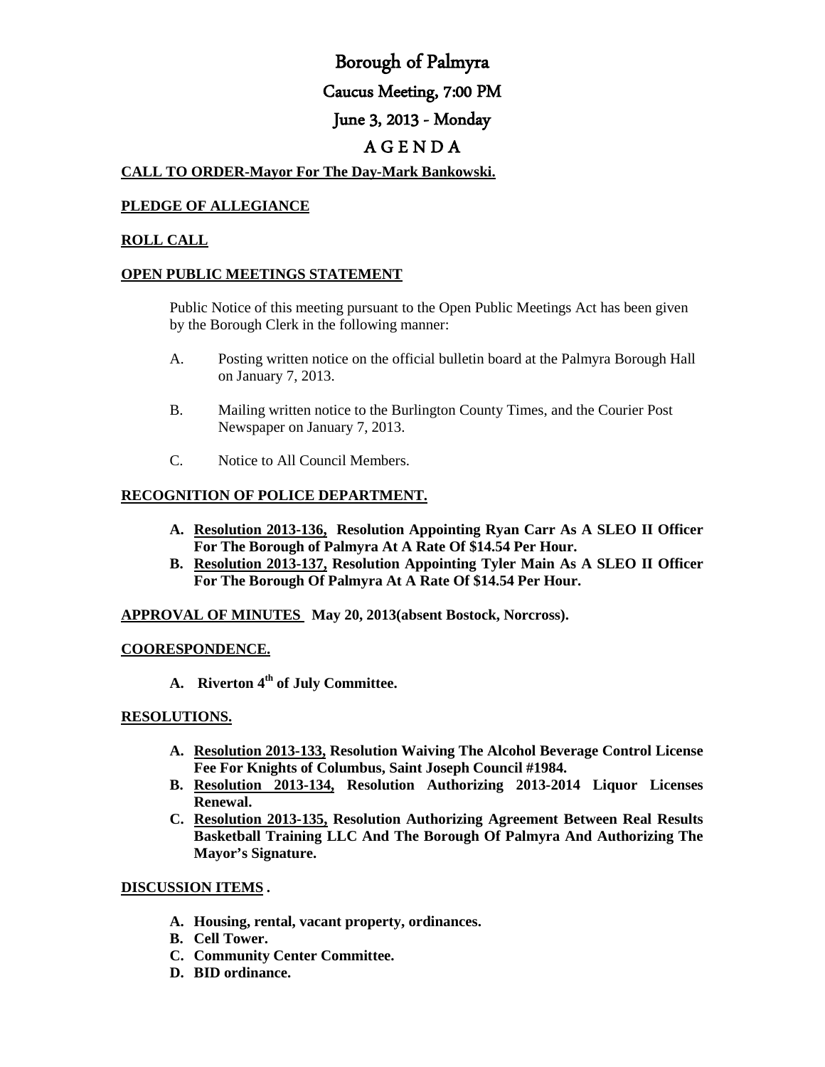# Borough of Palmyra

## Caucus Meeting, 7:00 PM

## June 3, 2013 - Monday

## A G E N D A

**CALL TO ORDER-Mayor For The Day-Mark Bankowski.**

**PLEDGE OF ALLEGIANCE**

**ROLL CALL**

**OPEN PUBLIC MEETINGS STATEMENT**

Public Notice of this meeting pursuant to the Open Public Meetings Act has been given by the Borough Clerk in the following manner:

A. Posting written notice on the official bulletin board at the Palmyra Borough Hall on January 7, 2013.

B. Mailing written notice to the Burlington County Times, and the Courier Post Newspaper on January 7, 2013.

C. Notice to All Council Members.

**RECOGNITION OF POLICE DEPARTMENT.**

- **A. Resolution 2013-136, Resolution Appointing Ryan Carr As A SLEO II Officer For The Borough of Palmyra At A Rate Of $14.54 Per Hour.**
- **B. Resolution 2013-137, Resolution Appointing Tyler Main As A SLEO II Officer For The Borough Of Palmyra At A Rate Of $14.54 Per Hour.**

**APPROVAL OF MINUTES May 20, 2013(absent Bostock, Norcross).**

**COORESPONDENCE.**

- **A. Riverton 4th of July Committee.**

**RESOLUTIONS.**

- **A. Resolution 2013-133, Resolution Waiving The Alcohol Beverage Control License Fee For Knights of Columbus, Saint Joseph Council #1984.**
- **B. Resolution 2013-134, Resolution Authorizing 2013-2014 Liquor Licenses Renewal.**
- **C. Resolution 2013-135, Resolution Authorizing Agreement Between Real Results Basketball Training LLC And The Borough Of Palmyra And Authorizing The Mayor's Signature.**

**DISCUSSION ITEMS .**

- **A. Housing, rental, vacant property, ordinances.**
- **B. Cell Tower.**
- **C. Community Center Committee.**
- **D. BID ordinance.**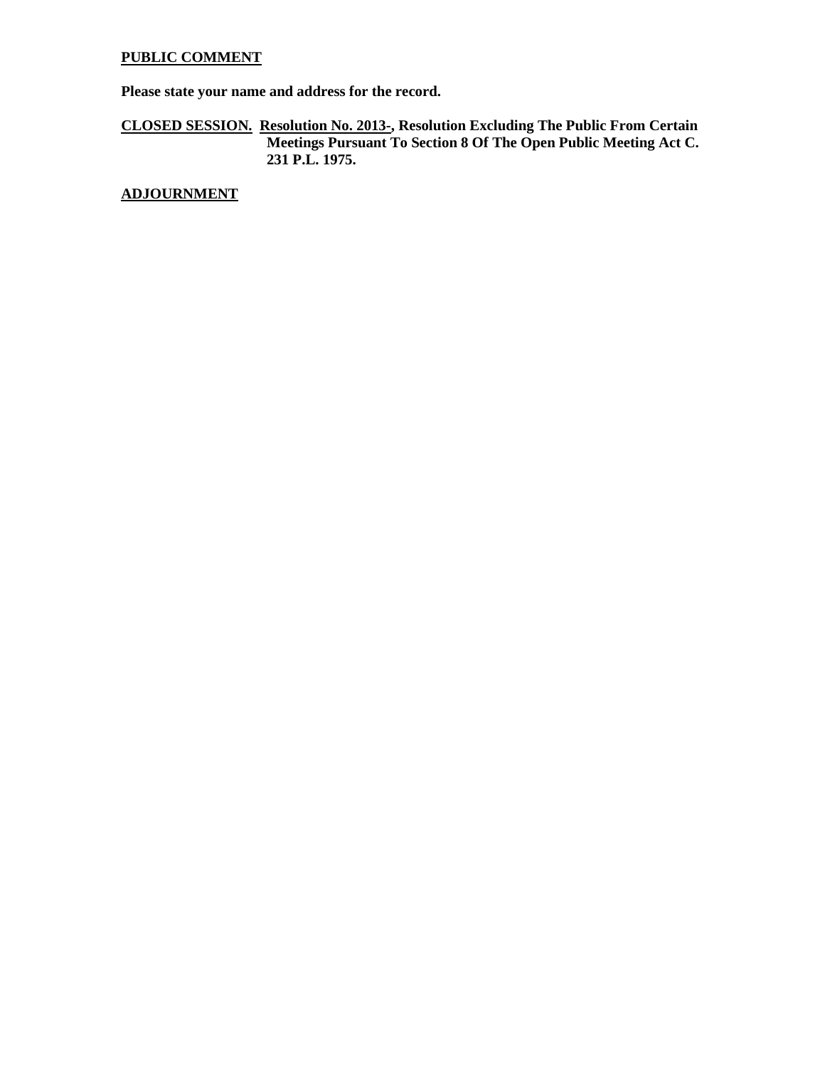**PUBLIC COMMENT**

**Please state your name and address for the record.**

**CLOSED SESSION. Resolution No. 2013-, Resolution Excluding The Public From Certain Meetings Pursuant To Section 8 Of The Open Public Meeting Act C. 231 P.L. 1975.**

**ADJOURNMENT**